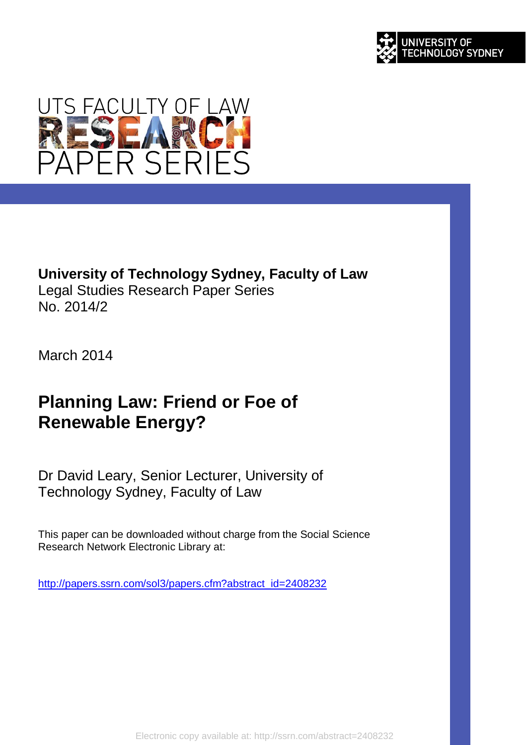UNIVERSITY OF TECHNOLOGY SYDNEY

UTS FACULTY OF LAW RESEARCH PAPER SERIES

**University of Technology Sydney, Faculty of Law**
Legal Studies Research Paper Series
No. 2014/2

March 2014

# Planning Law: Friend or Foe of Renewable Energy?

Dr David Leary, Senior Lecturer, University of Technology Sydney, Faculty of Law

This paper can be downloaded without charge from the Social Science Research Network Electronic Library at:

http://papers.ssrn.com/sol3/papers.cfm?abstract_id=2408232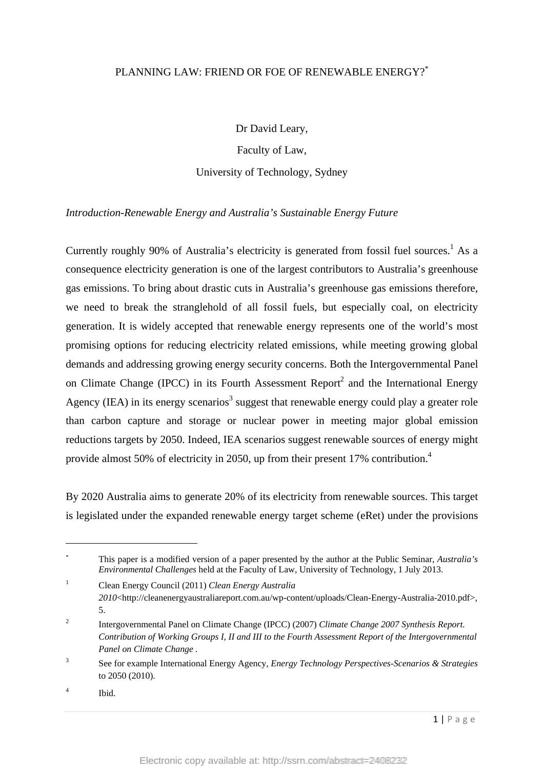PLANNING LAW: FRIEND OR FOE OF RENEWABLE ENERGY?[*]

Dr David Leary,

Faculty of Law,

University of Technology, Sydney

*Introduction-Renewable Energy and Australia's Sustainable Energy Future*

Currently roughly 90% of Australia's electricity is generated from fossil fuel sources.[1] As a consequence electricity generation is one of the largest contributors to Australia's greenhouse gas emissions. To bring about drastic cuts in Australia's greenhouse gas emissions therefore, we need to break the stranglehold of all fossil fuels, but especially coal, on electricity generation. It is widely accepted that renewable energy represents one of the world's most promising options for reducing electricity related emissions, while meeting growing global demands and addressing growing energy security concerns. Both the Intergovernmental Panel on Climate Change (IPCC) in its Fourth Assessment Report[2] and the International Energy Agency (IEA) in its energy scenarios[3] suggest that renewable energy could play a greater role than carbon capture and storage or nuclear power in meeting major global emission reductions targets by 2050. Indeed, IEA scenarios suggest renewable sources of energy might provide almost 50% of electricity in 2050, up from their present 17% contribution.[4]

By 2020 Australia aims to generate 20% of its electricity from renewable sources. This target is legislated under the expanded renewable energy target scheme (eRet) under the provisions

---

[*] This paper is a modified version of a paper presented by the author at the Public Seminar, *Australia's Environmental Challenges* held at the Faculty of Law, University of Technology, 1 July 2013.

[1] Clean Energy Council (2011) *Clean Energy Australia 2010*<http://cleanenergyaustraliareport.com.au/wp-content/uploads/Clean-Energy-Australia-2010.pdf>, 5.

[2] Intergovernmental Panel on Climate Change (IPCC) (2007) *Climate Change 2007 Synthesis Report. Contribution of Working Groups I, II and III to the Fourth Assessment Report of the Intergovernmental Panel on Climate Change* .

[3] See for example International Energy Agency, *Energy Technology Perspectives-Scenarios & Strategies* to 2050 (2010).

[4] Ibid.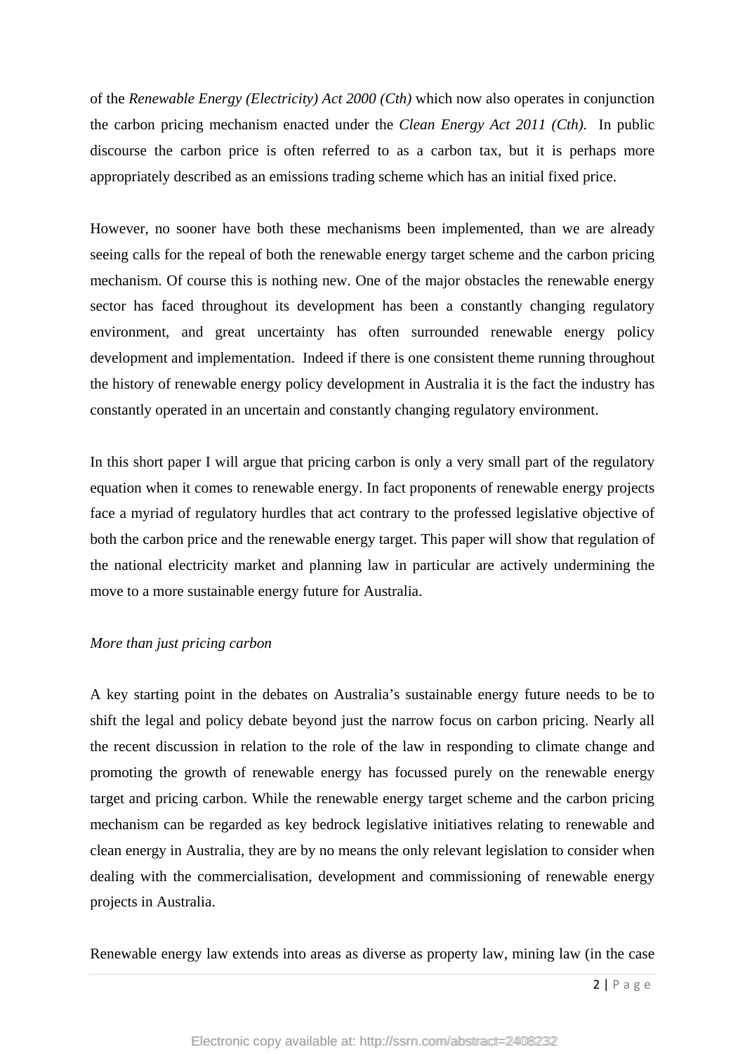of the *Renewable Energy (Electricity) Act 2000 (Cth)* which now also operates in conjunction the carbon pricing mechanism enacted under the *Clean Energy Act 2011 (Cth).* In public discourse the carbon price is often referred to as a carbon tax, but it is perhaps more appropriately described as an emissions trading scheme which has an initial fixed price.

However, no sooner have both these mechanisms been implemented, than we are already seeing calls for the repeal of both the renewable energy target scheme and the carbon pricing mechanism. Of course this is nothing new. One of the major obstacles the renewable energy sector has faced throughout its development has been a constantly changing regulatory environment, and great uncertainty has often surrounded renewable energy policy development and implementation. Indeed if there is one consistent theme running throughout the history of renewable energy policy development in Australia it is the fact the industry has constantly operated in an uncertain and constantly changing regulatory environment.

In this short paper I will argue that pricing carbon is only a very small part of the regulatory equation when it comes to renewable energy. In fact proponents of renewable energy projects face a myriad of regulatory hurdles that act contrary to the professed legislative objective of both the carbon price and the renewable energy target. This paper will show that regulation of the national electricity market and planning law in particular are actively undermining the move to a more sustainable energy future for Australia.

*More than just pricing carbon*

A key starting point in the debates on Australia's sustainable energy future needs to be to shift the legal and policy debate beyond just the narrow focus on carbon pricing. Nearly all the recent discussion in relation to the role of the law in responding to climate change and promoting the growth of renewable energy has focussed purely on the renewable energy target and pricing carbon. While the renewable energy target scheme and the carbon pricing mechanism can be regarded as key bedrock legislative initiatives relating to renewable and clean energy in Australia, they are by no means the only relevant legislation to consider when dealing with the commercialisation, development and commissioning of renewable energy projects in Australia.

Renewable energy law extends into areas as diverse as property law, mining law (in the case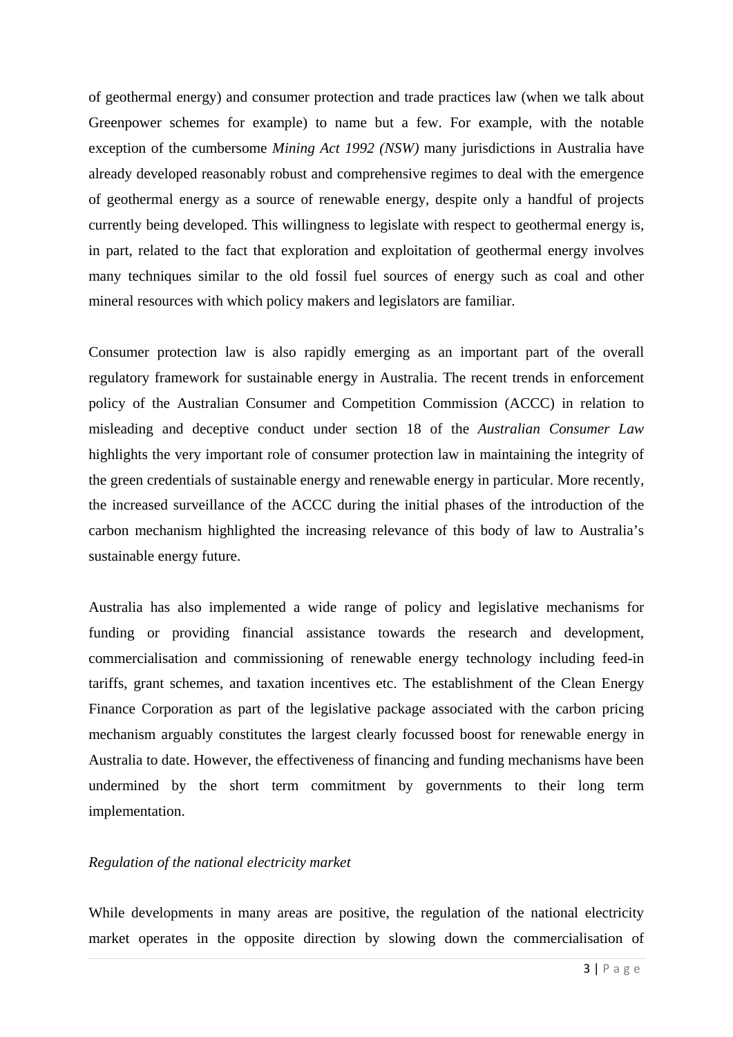of geothermal energy) and consumer protection and trade practices law (when we talk about Greenpower schemes for example) to name but a few. For example, with the notable exception of the cumbersome *Mining Act 1992 (NSW)* many jurisdictions in Australia have already developed reasonably robust and comprehensive regimes to deal with the emergence of geothermal energy as a source of renewable energy, despite only a handful of projects currently being developed. This willingness to legislate with respect to geothermal energy is, in part, related to the fact that exploration and exploitation of geothermal energy involves many techniques similar to the old fossil fuel sources of energy such as coal and other mineral resources with which policy makers and legislators are familiar.

Consumer protection law is also rapidly emerging as an important part of the overall regulatory framework for sustainable energy in Australia. The recent trends in enforcement policy of the Australian Consumer and Competition Commission (ACCC) in relation to misleading and deceptive conduct under section 18 of the *Australian Consumer Law* highlights the very important role of consumer protection law in maintaining the integrity of the green credentials of sustainable energy and renewable energy in particular. More recently, the increased surveillance of the ACCC during the initial phases of the introduction of the carbon mechanism highlighted the increasing relevance of this body of law to Australia's sustainable energy future.

Australia has also implemented a wide range of policy and legislative mechanisms for funding or providing financial assistance towards the research and development, commercialisation and commissioning of renewable energy technology including feed-in tariffs, grant schemes, and taxation incentives etc. The establishment of the Clean Energy Finance Corporation as part of the legislative package associated with the carbon pricing mechanism arguably constitutes the largest clearly focussed boost for renewable energy in Australia to date. However, the effectiveness of financing and funding mechanisms have been undermined by the short term commitment by governments to their long term implementation.

*Regulation of the national electricity market*

While developments in many areas are positive, the regulation of the national electricity market operates in the opposite direction by slowing down the commercialisation of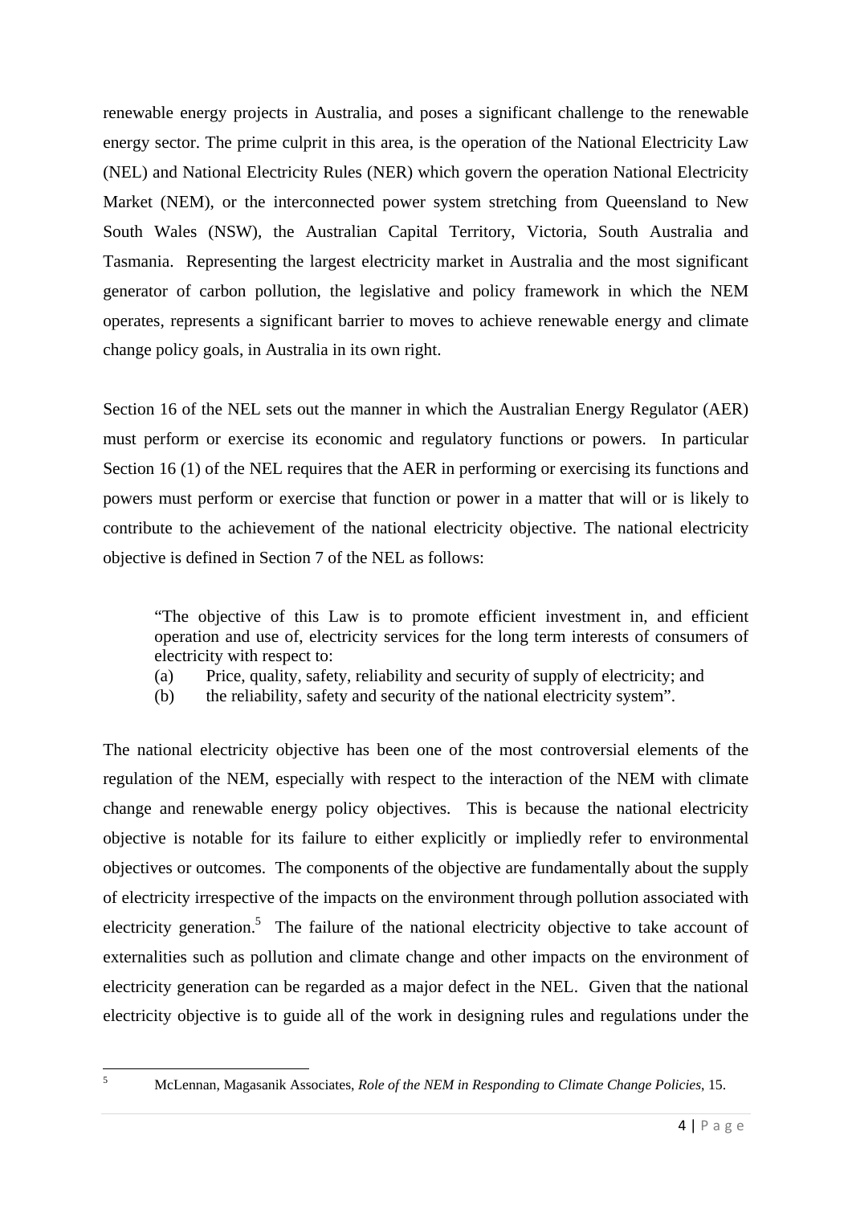renewable energy projects in Australia, and poses a significant challenge to the renewable energy sector. The prime culprit in this area, is the operation of the National Electricity Law (NEL) and National Electricity Rules (NER) which govern the operation National Electricity Market (NEM), or the interconnected power system stretching from Queensland to New South Wales (NSW), the Australian Capital Territory, Victoria, South Australia and Tasmania. Representing the largest electricity market in Australia and the most significant generator of carbon pollution, the legislative and policy framework in which the NEM operates, represents a significant barrier to moves to achieve renewable energy and climate change policy goals, in Australia in its own right.

Section 16 of the NEL sets out the manner in which the Australian Energy Regulator (AER) must perform or exercise its economic and regulatory functions or powers. In particular Section 16 (1) of the NEL requires that the AER in performing or exercising its functions and powers must perform or exercise that function or power in a matter that will or is likely to contribute to the achievement of the national electricity objective. The national electricity objective is defined in Section 7 of the NEL as follows:

> "The objective of this Law is to promote efficient investment in, and efficient operation and use of, electricity services for the long term interests of consumers of electricity with respect to:
> (a) Price, quality, safety, reliability and security of supply of electricity; and
> (b) the reliability, safety and security of the national electricity system".

The national electricity objective has been one of the most controversial elements of the regulation of the NEM, especially with respect to the interaction of the NEM with climate change and renewable energy policy objectives. This is because the national electricity objective is notable for its failure to either explicitly or impliedly refer to environmental objectives or outcomes. The components of the objective are fundamentally about the supply of electricity irrespective of the impacts on the environment through pollution associated with electricity generation.[5] The failure of the national electricity objective to take account of externalities such as pollution and climate change and other impacts on the environment of electricity generation can be regarded as a major defect in the NEL. Given that the national electricity objective is to guide all of the work in designing rules and regulations under the

---

[5] McLennan, Magasanik Associates, *Role of the NEM in Responding to Climate Change Policies*, 15.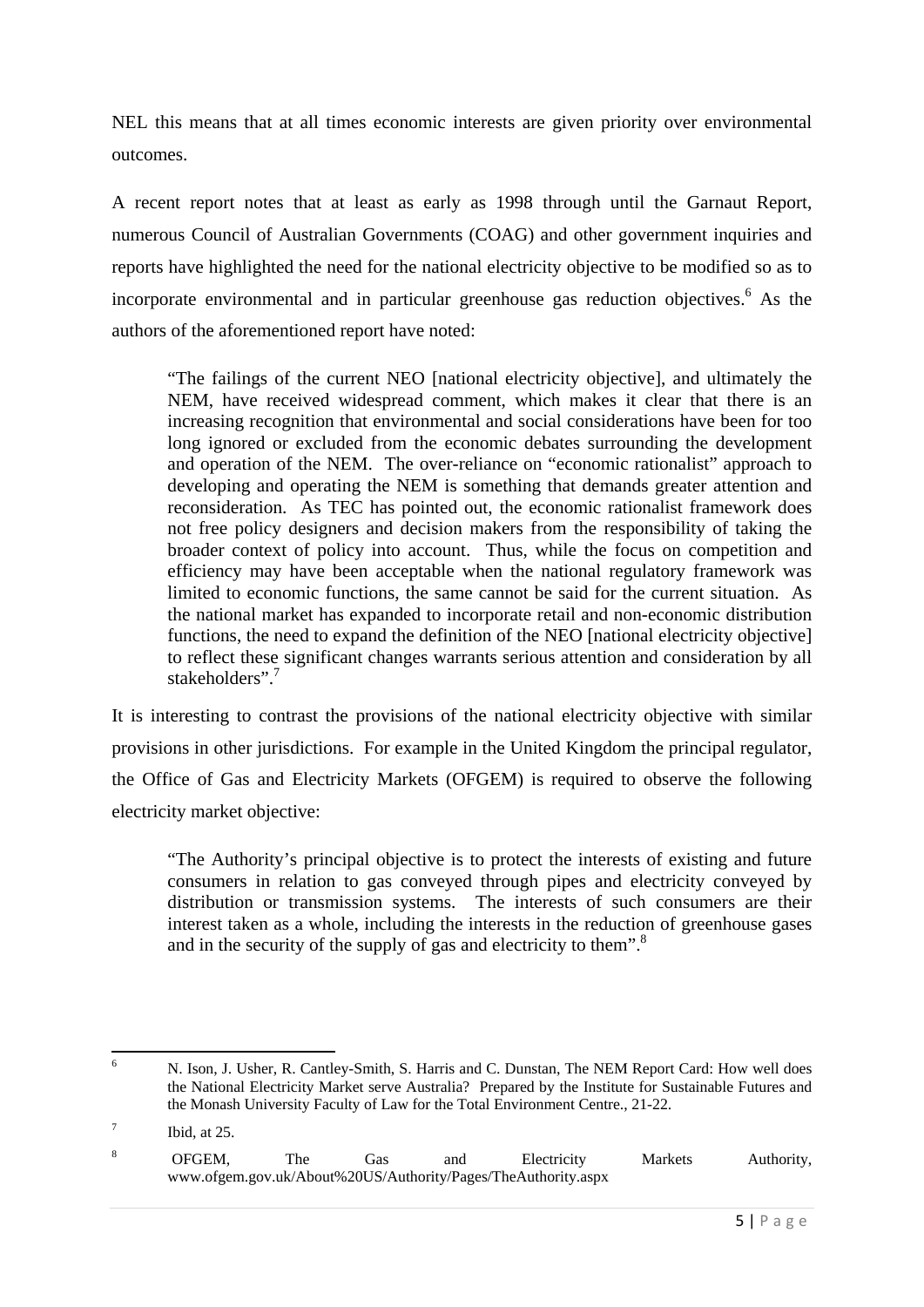NEL this means that at all times economic interests are given priority over environmental outcomes.

A recent report notes that at least as early as 1998 through until the Garnaut Report, numerous Council of Australian Governments (COAG) and other government inquiries and reports have highlighted the need for the national electricity objective to be modified so as to incorporate environmental and in particular greenhouse gas reduction objectives.[6] As the authors of the aforementioned report have noted:

> "The failings of the current NEO [national electricity objective], and ultimately the NEM, have received widespread comment, which makes it clear that there is an increasing recognition that environmental and social considerations have been for too long ignored or excluded from the economic debates surrounding the development and operation of the NEM. The over-reliance on "economic rationalist" approach to developing and operating the NEM is something that demands greater attention and reconsideration. As TEC has pointed out, the economic rationalist framework does not free policy designers and decision makers from the responsibility of taking the broader context of policy into account. Thus, while the focus on competition and efficiency may have been acceptable when the national regulatory framework was limited to economic functions, the same cannot be said for the current situation. As the national market has expanded to incorporate retail and non-economic distribution functions, the need to expand the definition of the NEO [national electricity objective] to reflect these significant changes warrants serious attention and consideration by all stakeholders".[7]

It is interesting to contrast the provisions of the national electricity objective with similar provisions in other jurisdictions. For example in the United Kingdom the principal regulator, the Office of Gas and Electricity Markets (OFGEM) is required to observe the following electricity market objective:

> "The Authority's principal objective is to protect the interests of existing and future consumers in relation to gas conveyed through pipes and electricity conveyed by distribution or transmission systems. The interests of such consumers are their interest taken as a whole, including the interests in the reduction of greenhouse gases and in the security of the supply of gas and electricity to them".[8]

---

[6] N. Ison, J. Usher, R. Cantley-Smith, S. Harris and C. Dunstan, The NEM Report Card: How well does the National Electricity Market serve Australia? Prepared by the Institute for Sustainable Futures and the Monash University Faculty of Law for the Total Environment Centre., 21-22.

[7] Ibid, at 25.

[8] OFGEM, The Gas and Electricity Markets Authority, www.ofgem.gov.uk/About%20US/Authority/Pages/TheAuthority.aspx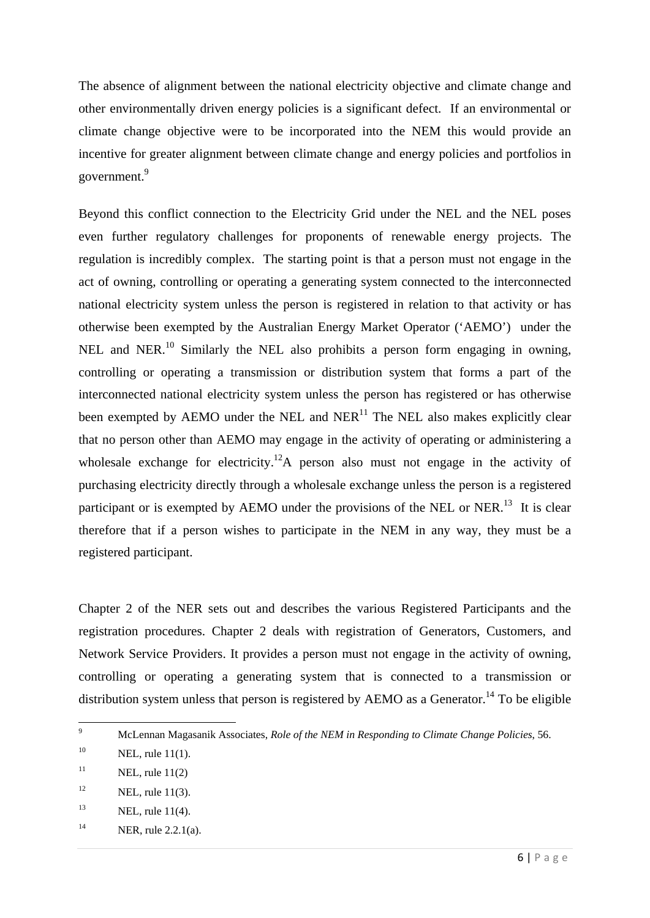The absence of alignment between the national electricity objective and climate change and other environmentally driven energy policies is a significant defect. If an environmental or climate change objective were to be incorporated into the NEM this would provide an incentive for greater alignment between climate change and energy policies and portfolios in government.[9]

Beyond this conflict connection to the Electricity Grid under the NEL and the NEL poses even further regulatory challenges for proponents of renewable energy projects. The regulation is incredibly complex. The starting point is that a person must not engage in the act of owning, controlling or operating a generating system connected to the interconnected national electricity system unless the person is registered in relation to that activity or has otherwise been exempted by the Australian Energy Market Operator ('AEMO') under the NEL and NER.[10] Similarly the NEL also prohibits a person form engaging in owning, controlling or operating a transmission or distribution system that forms a part of the interconnected national electricity system unless the person has registered or has otherwise been exempted by AEMO under the NEL and NER[11] The NEL also makes explicitly clear that no person other than AEMO may engage in the activity of operating or administering a wholesale exchange for electricity.[12]A person also must not engage in the activity of purchasing electricity directly through a wholesale exchange unless the person is a registered participant or is exempted by AEMO under the provisions of the NEL or NER.[13] It is clear therefore that if a person wishes to participate in the NEM in any way, they must be a registered participant.

Chapter 2 of the NER sets out and describes the various Registered Participants and the registration procedures. Chapter 2 deals with registration of Generators, Customers, and Network Service Providers. It provides a person must not engage in the activity of owning, controlling or operating a generating system that is connected to a transmission or distribution system unless that person is registered by AEMO as a Generator.[14] To be eligible

---

[9] McLennan Magasanik Associates, *Role of the NEM in Responding to Climate Change Policies,* 56.

[10] NEL, rule 11(1).

[11] NEL, rule 11(2)

[12] NEL, rule 11(3).

[13] NEL, rule 11(4).

[14] NER, rule 2.2.1(a).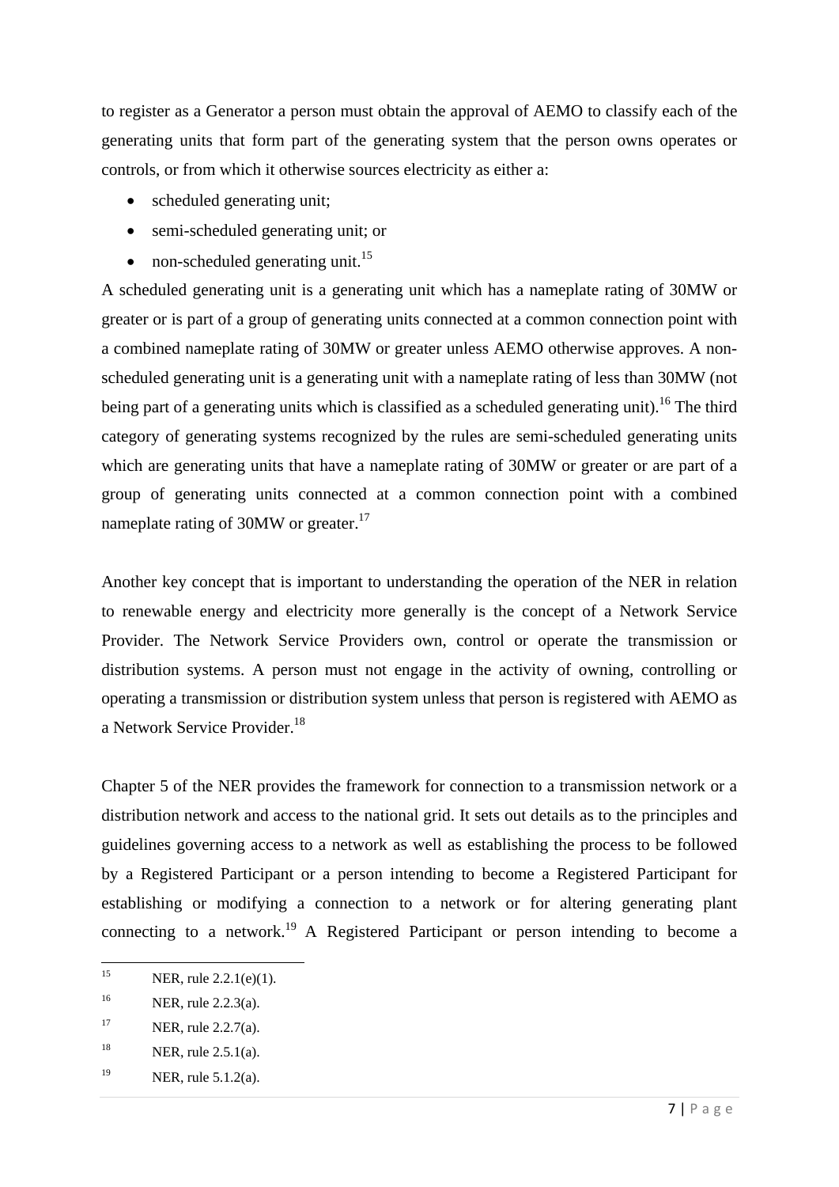to register as a Generator a person must obtain the approval of AEMO to classify each of the generating units that form part of the generating system that the person owns operates or controls, or from which it otherwise sources electricity as either a:

- scheduled generating unit;
- semi-scheduled generating unit; or
- non-scheduled generating unit.[15]

A scheduled generating unit is a generating unit which has a nameplate rating of 30MW or greater or is part of a group of generating units connected at a common connection point with a combined nameplate rating of 30MW or greater unless AEMO otherwise approves. A non-scheduled generating unit is a generating unit with a nameplate rating of less than 30MW (not being part of a generating units which is classified as a scheduled generating unit).[16] The third category of generating systems recognized by the rules are semi-scheduled generating units which are generating units that have a nameplate rating of 30MW or greater or are part of a group of generating units connected at a common connection point with a combined nameplate rating of 30MW or greater.[17]

Another key concept that is important to understanding the operation of the NER in relation to renewable energy and electricity more generally is the concept of a Network Service Provider. The Network Service Providers own, control or operate the transmission or distribution systems. A person must not engage in the activity of owning, controlling or operating a transmission or distribution system unless that person is registered with AEMO as a Network Service Provider.[18]

Chapter 5 of the NER provides the framework for connection to a transmission network or a distribution network and access to the national grid. It sets out details as to the principles and guidelines governing access to a network as well as establishing the process to be followed by a Registered Participant or a person intending to become a Registered Participant for establishing or modifying a connection to a network or for altering generating plant connecting to a network.[19] A Registered Participant or person intending to become a

---

[15] NER, rule 2.2.1(e)(1).

[16] NER, rule 2.2.3(a).

[17] NER, rule 2.2.7(a).

[18] NER, rule 2.5.1(a).

[19] NER, rule 5.1.2(a).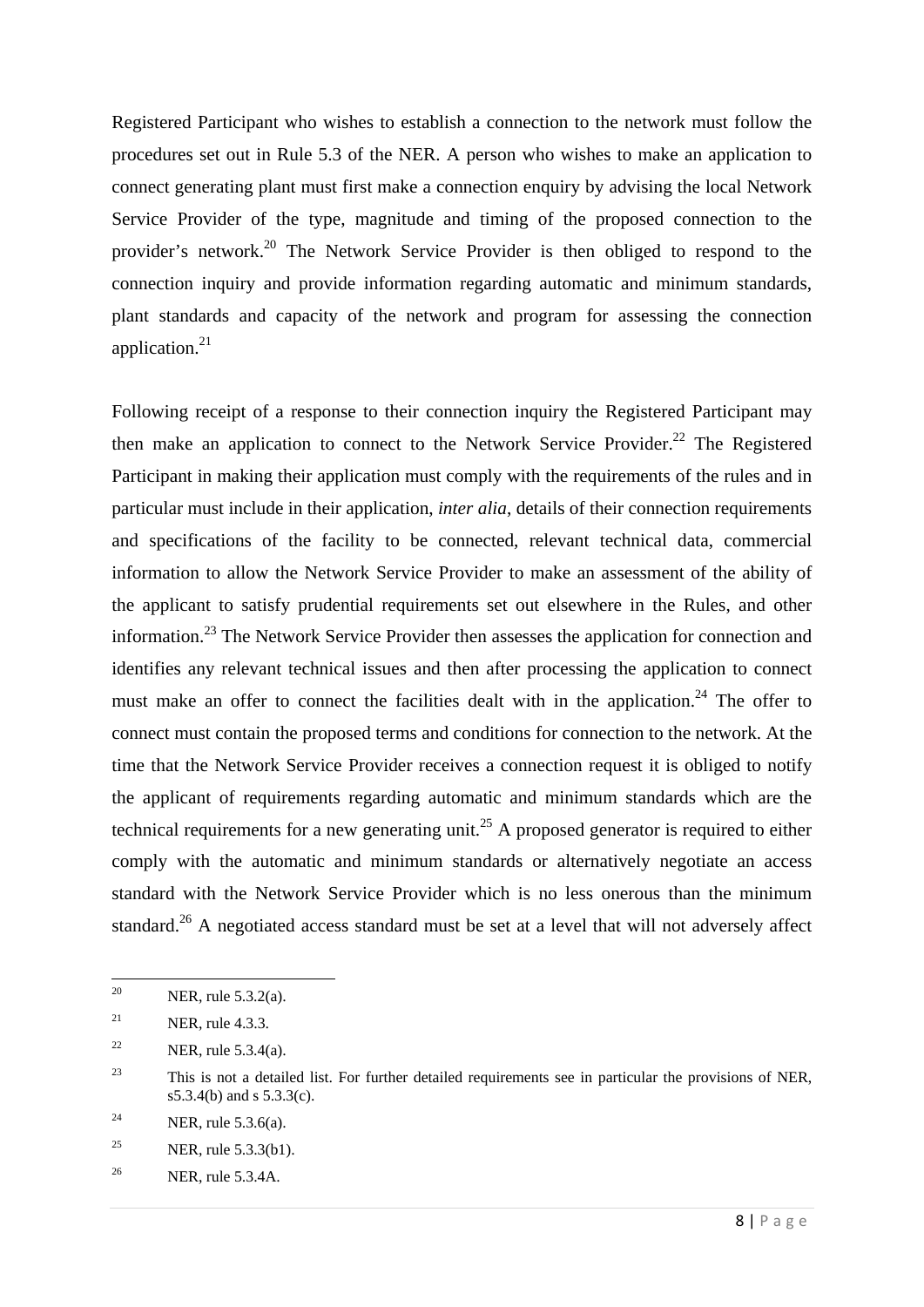Registered Participant who wishes to establish a connection to the network must follow the procedures set out in Rule 5.3 of the NER. A person who wishes to make an application to connect generating plant must first make a connection enquiry by advising the local Network Service Provider of the type, magnitude and timing of the proposed connection to the provider's network.[20] The Network Service Provider is then obliged to respond to the connection inquiry and provide information regarding automatic and minimum standards, plant standards and capacity of the network and program for assessing the connection application.[21]

Following receipt of a response to their connection inquiry the Registered Participant may then make an application to connect to the Network Service Provider.[22] The Registered Participant in making their application must comply with the requirements of the rules and in particular must include in their application, *inter alia*, details of their connection requirements and specifications of the facility to be connected, relevant technical data, commercial information to allow the Network Service Provider to make an assessment of the ability of the applicant to satisfy prudential requirements set out elsewhere in the Rules, and other information.[23] The Network Service Provider then assesses the application for connection and identifies any relevant technical issues and then after processing the application to connect must make an offer to connect the facilities dealt with in the application.[24] The offer to connect must contain the proposed terms and conditions for connection to the network. At the time that the Network Service Provider receives a connection request it is obliged to notify the applicant of requirements regarding automatic and minimum standards which are the technical requirements for a new generating unit.[25] A proposed generator is required to either comply with the automatic and minimum standards or alternatively negotiate an access standard with the Network Service Provider which is no less onerous than the minimum standard.[26] A negotiated access standard must be set at a level that will not adversely affect

---

[20] NER, rule 5.3.2(a).

[21] NER, rule 4.3.3.

[22] NER, rule 5.3.4(a).

[23] This is not a detailed list. For further detailed requirements see in particular the provisions of NER, s5.3.4(b) and s 5.3.3(c).

[24] NER, rule 5.3.6(a).

[25] NER, rule 5.3.3(b1).

[26] NER, rule 5.3.4A.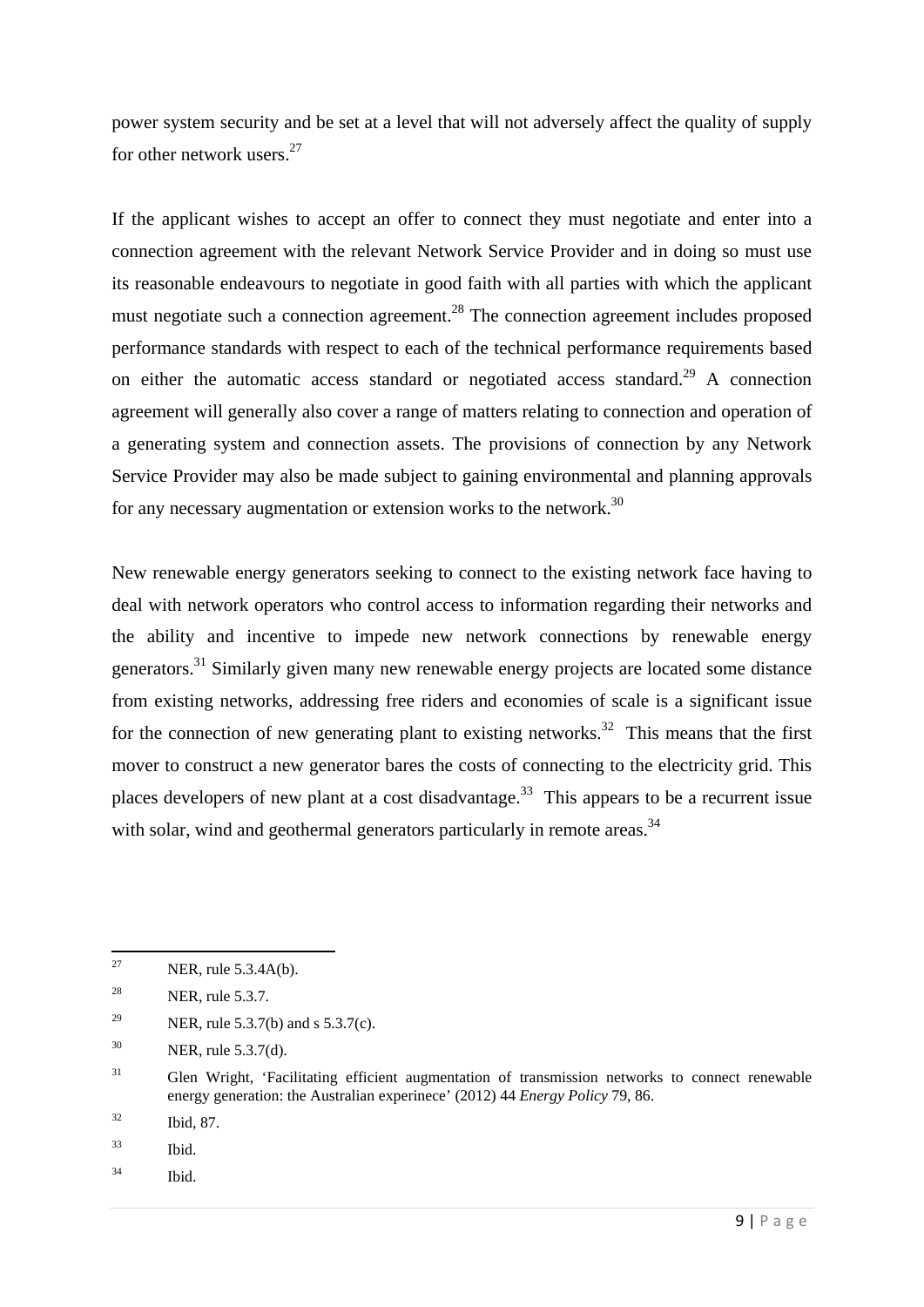power system security and be set at a level that will not adversely affect the quality of supply for other network users.[27]

If the applicant wishes to accept an offer to connect they must negotiate and enter into a connection agreement with the relevant Network Service Provider and in doing so must use its reasonable endeavours to negotiate in good faith with all parties with which the applicant must negotiate such a connection agreement.[28] The connection agreement includes proposed performance standards with respect to each of the technical performance requirements based on either the automatic access standard or negotiated access standard.[29] A connection agreement will generally also cover a range of matters relating to connection and operation of a generating system and connection assets. The provisions of connection by any Network Service Provider may also be made subject to gaining environmental and planning approvals for any necessary augmentation or extension works to the network.[30]

New renewable energy generators seeking to connect to the existing network face having to deal with network operators who control access to information regarding their networks and the ability and incentive to impede new network connections by renewable energy generators.[31] Similarly given many new renewable energy projects are located some distance from existing networks, addressing free riders and economies of scale is a significant issue for the connection of new generating plant to existing networks.[32] This means that the first mover to construct a new generator bares the costs of connecting to the electricity grid. This places developers of new plant at a cost disadvantage.[33] This appears to be a recurrent issue with solar, wind and geothermal generators particularly in remote areas.[34]

---

[27] NER, rule 5.3.4A(b).

[28] NER, rule 5.3.7.

[29] NER, rule 5.3.7(b) and s 5.3.7(c).

[30] NER, rule 5.3.7(d).

[31] Glen Wright, 'Facilitating efficient augmentation of transmission networks to connect renewable energy generation: the Australian experinece' (2012) 44 *Energy Policy* 79, 86.

[32] Ibid, 87.

[33] Ibid.

[34] Ibid.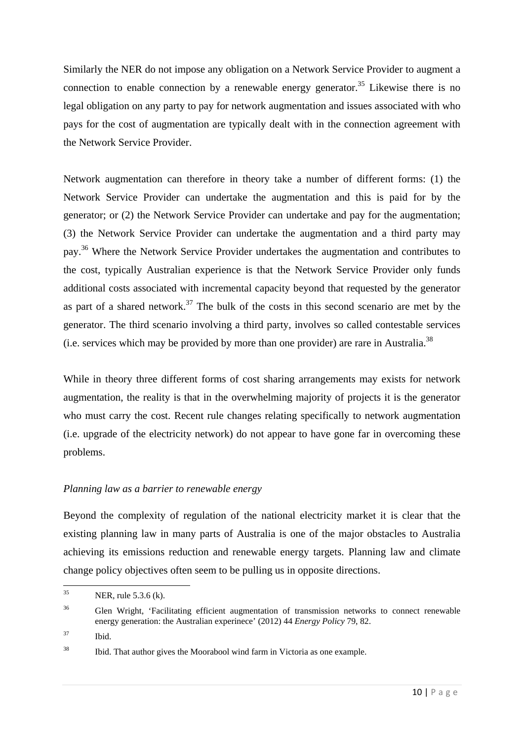Similarly the NER do not impose any obligation on a Network Service Provider to augment a connection to enable connection by a renewable energy generator.[35] Likewise there is no legal obligation on any party to pay for network augmentation and issues associated with who pays for the cost of augmentation are typically dealt with in the connection agreement with the Network Service Provider.

Network augmentation can therefore in theory take a number of different forms: (1) the Network Service Provider can undertake the augmentation and this is paid for by the generator; or (2) the Network Service Provider can undertake and pay for the augmentation; (3) the Network Service Provider can undertake the augmentation and a third party may pay.[36] Where the Network Service Provider undertakes the augmentation and contributes to the cost, typically Australian experience is that the Network Service Provider only funds additional costs associated with incremental capacity beyond that requested by the generator as part of a shared network.[37] The bulk of the costs in this second scenario are met by the generator. The third scenario involving a third party, involves so called contestable services (i.e. services which may be provided by more than one provider) are rare in Australia.[38]

While in theory three different forms of cost sharing arrangements may exists for network augmentation, the reality is that in the overwhelming majority of projects it is the generator who must carry the cost. Recent rule changes relating specifically to network augmentation (i.e. upgrade of the electricity network) do not appear to have gone far in overcoming these problems.

*Planning law as a barrier to renewable energy*

Beyond the complexity of regulation of the national electricity market it is clear that the existing planning law in many parts of Australia is one of the major obstacles to Australia achieving its emissions reduction and renewable energy targets. Planning law and climate change policy objectives often seem to be pulling us in opposite directions.

---

[35] NER, rule 5.3.6 (k).

[36] Glen Wright, 'Facilitating efficient augmentation of transmission networks to connect renewable energy generation: the Australian experinece' (2012) 44 *Energy Policy* 79, 82.

[37] Ibid.

[38] Ibid. That author gives the Moorabool wind farm in Victoria as one example.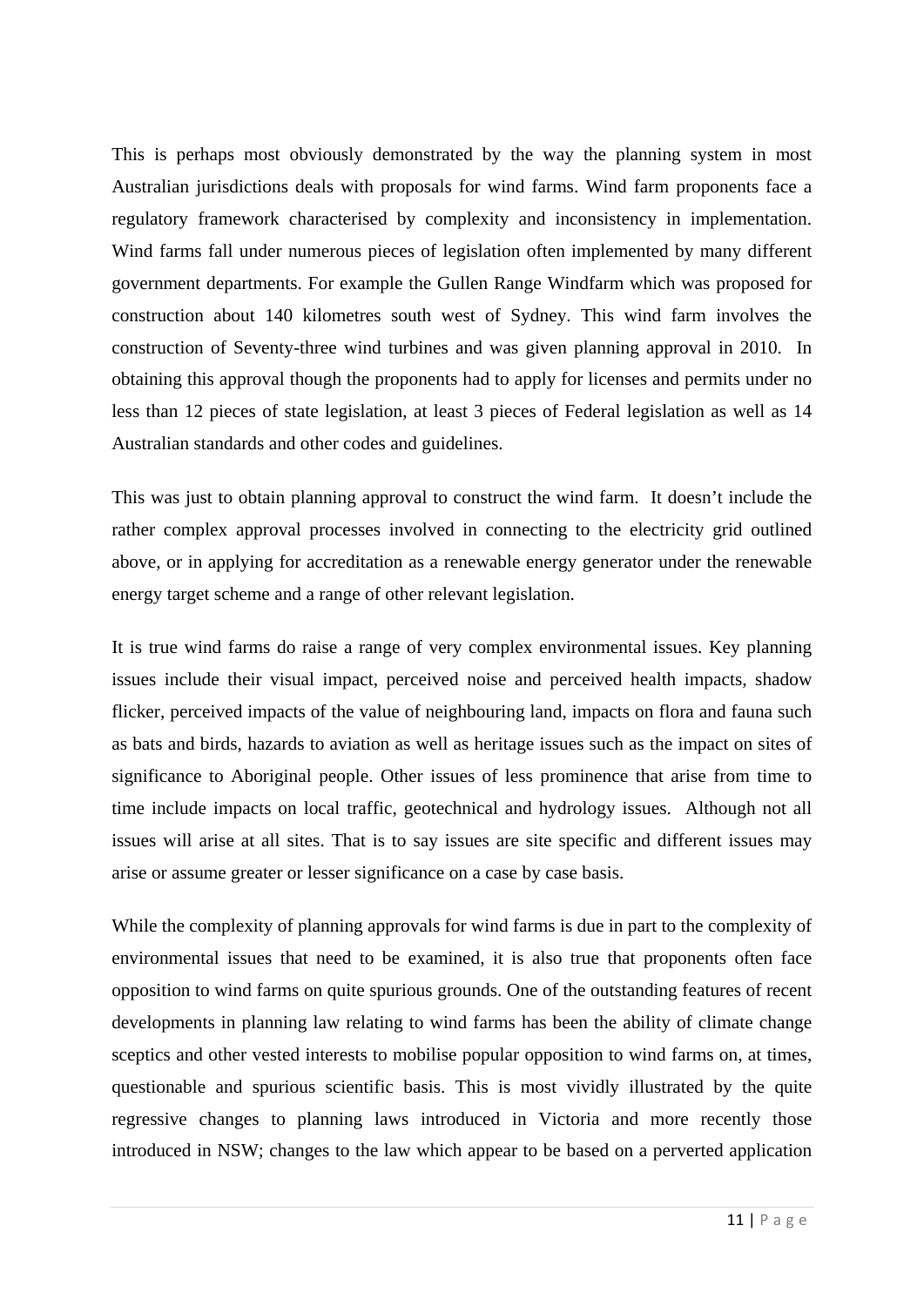This is perhaps most obviously demonstrated by the way the planning system in most Australian jurisdictions deals with proposals for wind farms. Wind farm proponents face a regulatory framework characterised by complexity and inconsistency in implementation. Wind farms fall under numerous pieces of legislation often implemented by many different government departments. For example the Gullen Range Windfarm which was proposed for construction about 140 kilometres south west of Sydney. This wind farm involves the construction of Seventy-three wind turbines and was given planning approval in 2010. In obtaining this approval though the proponents had to apply for licenses and permits under no less than 12 pieces of state legislation, at least 3 pieces of Federal legislation as well as 14 Australian standards and other codes and guidelines.

This was just to obtain planning approval to construct the wind farm. It doesn't include the rather complex approval processes involved in connecting to the electricity grid outlined above, or in applying for accreditation as a renewable energy generator under the renewable energy target scheme and a range of other relevant legislation.

It is true wind farms do raise a range of very complex environmental issues. Key planning issues include their visual impact, perceived noise and perceived health impacts, shadow flicker, perceived impacts of the value of neighbouring land, impacts on flora and fauna such as bats and birds, hazards to aviation as well as heritage issues such as the impact on sites of significance to Aboriginal people. Other issues of less prominence that arise from time to time include impacts on local traffic, geotechnical and hydrology issues. Although not all issues will arise at all sites. That is to say issues are site specific and different issues may arise or assume greater or lesser significance on a case by case basis.

While the complexity of planning approvals for wind farms is due in part to the complexity of environmental issues that need to be examined, it is also true that proponents often face opposition to wind farms on quite spurious grounds. One of the outstanding features of recent developments in planning law relating to wind farms has been the ability of climate change sceptics and other vested interests to mobilise popular opposition to wind farms on, at times, questionable and spurious scientific basis. This is most vividly illustrated by the quite regressive changes to planning laws introduced in Victoria and more recently those introduced in NSW; changes to the law which appear to be based on a perverted application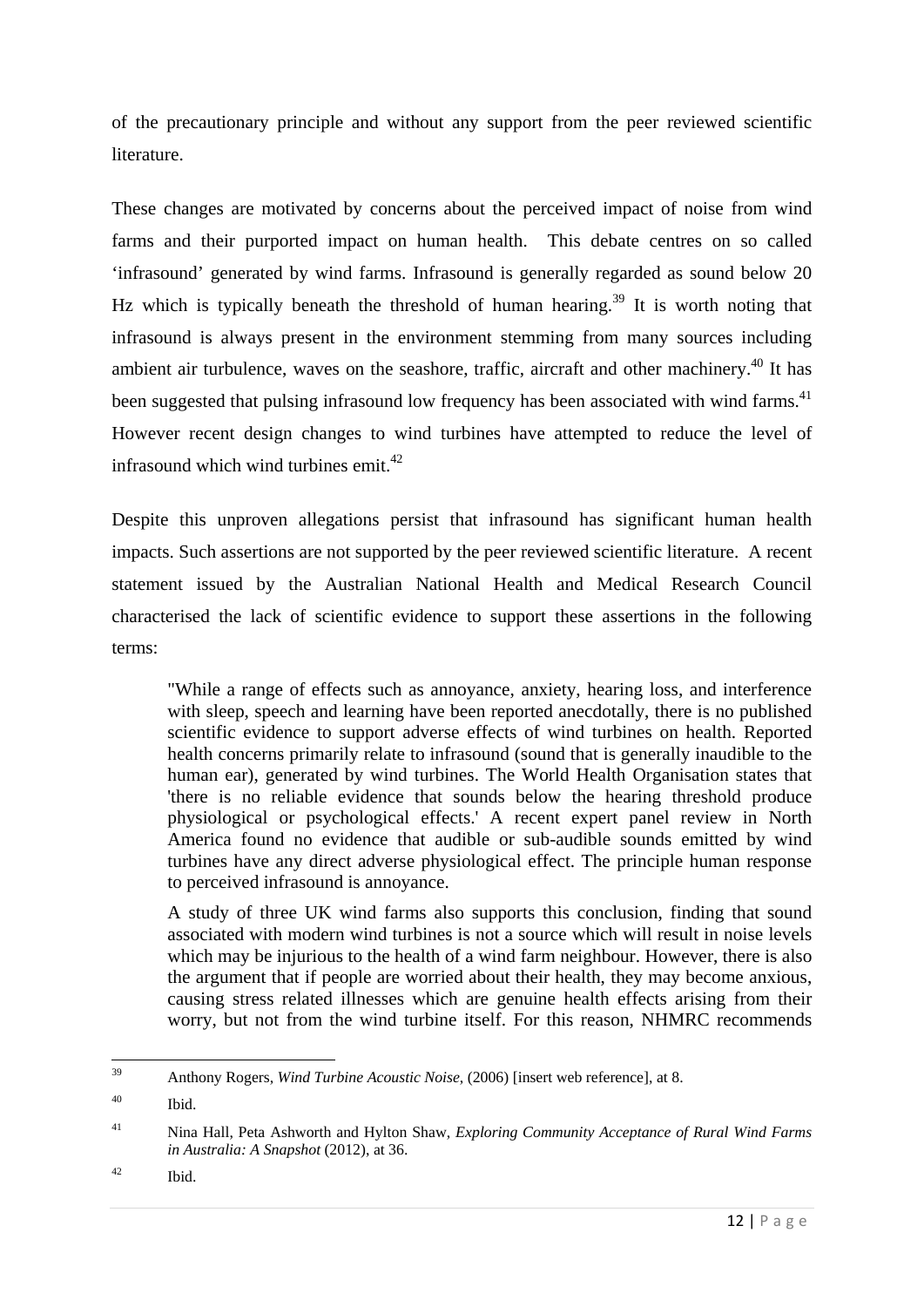of the precautionary principle and without any support from the peer reviewed scientific literature.

These changes are motivated by concerns about the perceived impact of noise from wind farms and their purported impact on human health. This debate centres on so called 'infrasound' generated by wind farms. Infrasound is generally regarded as sound below 20 Hz which is typically beneath the threshold of human hearing.[39] It is worth noting that infrasound is always present in the environment stemming from many sources including ambient air turbulence, waves on the seashore, traffic, aircraft and other machinery.[40] It has been suggested that pulsing infrasound low frequency has been associated with wind farms.[41] However recent design changes to wind turbines have attempted to reduce the level of infrasound which wind turbines emit.[42]

Despite this unproven allegations persist that infrasound has significant human health impacts. Such assertions are not supported by the peer reviewed scientific literature. A recent statement issued by the Australian National Health and Medical Research Council characterised the lack of scientific evidence to support these assertions in the following terms:

> "While a range of effects such as annoyance, anxiety, hearing loss, and interference with sleep, speech and learning have been reported anecdotally, there is no published scientific evidence to support adverse effects of wind turbines on health. Reported health concerns primarily relate to infrasound (sound that is generally inaudible to the human ear), generated by wind turbines. The World Health Organisation states that 'there is no reliable evidence that sounds below the hearing threshold produce physiological or psychological effects.' A recent expert panel review in North America found no evidence that audible or sub-audible sounds emitted by wind turbines have any direct adverse physiological effect. The principle human response to perceived infrasound is annoyance.
>
> A study of three UK wind farms also supports this conclusion, finding that sound associated with modern wind turbines is not a source which will result in noise levels which may be injurious to the health of a wind farm neighbour. However, there is also the argument that if people are worried about their health, they may become anxious, causing stress related illnesses which are genuine health effects arising from their worry, but not from the wind turbine itself. For this reason, NHMRC recommends

---

[39] Anthony Rogers, *Wind Turbine Acoustic Noise*, (2006) [insert web reference], at 8.

[40] Ibid.

[41] Nina Hall, Peta Ashworth and Hylton Shaw, *Exploring Community Acceptance of Rural Wind Farms in Australia: A Snapshot* (2012), at 36.

[42] Ibid.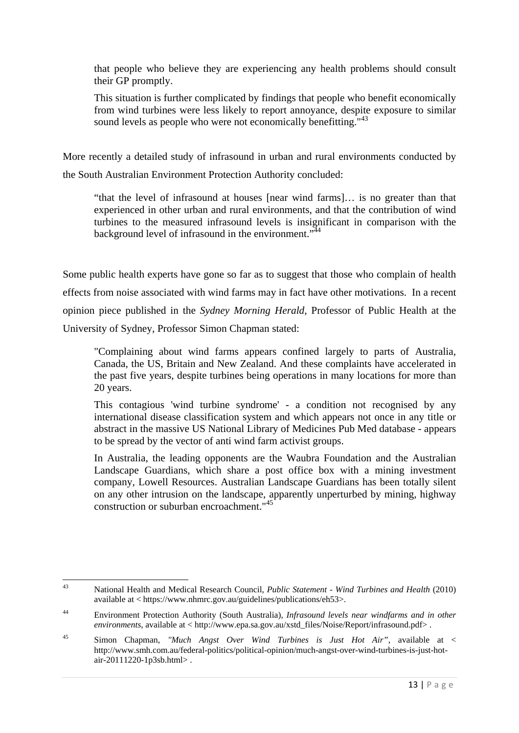> that people who believe they are experiencing any health problems should consult their GP promptly.
>
> This situation is further complicated by findings that people who benefit economically from wind turbines were less likely to report annoyance, despite exposure to similar sound levels as people who were not economically benefitting."[43]

More recently a detailed study of infrasound in urban and rural environments conducted by the South Australian Environment Protection Authority concluded:

> "that the level of infrasound at houses [near wind farms]… is no greater than that experienced in other urban and rural environments, and that the contribution of wind turbines to the measured infrasound levels is insignificant in comparison with the background level of infrasound in the environment."[44]

Some public health experts have gone so far as to suggest that those who complain of health effects from noise associated with wind farms may in fact have other motivations. In a recent opinion piece published in the *Sydney Morning Herald*, Professor of Public Health at the University of Sydney, Professor Simon Chapman stated:

> "Complaining about wind farms appears confined largely to parts of Australia, Canada, the US, Britain and New Zealand. And these complaints have accelerated in the past five years, despite turbines being operations in many locations for more than 20 years.
>
> This contagious 'wind turbine syndrome' - a condition not recognised by any international disease classification system and which appears not once in any title or abstract in the massive US National Library of Medicines Pub Med database - appears to be spread by the vector of anti wind farm activist groups.
>
> In Australia, the leading opponents are the Waubra Foundation and the Australian Landscape Guardians, which share a post office box with a mining investment company, Lowell Resources. Australian Landscape Guardians has been totally silent on any other intrusion on the landscape, apparently unperturbed by mining, highway construction or suburban encroachment."[45]

---

[43] National Health and Medical Research Council, *Public Statement - Wind Turbines and Health* (2010) available at < https://www.nhmrc.gov.au/guidelines/publications/eh53>.

[44] Environment Protection Authority (South Australia), *Infrasound levels near windfarms and in other environments*, available at < http://www.epa.sa.gov.au/xstd_files/Noise/Report/infrasound.pdf> .

[45] Simon Chapman, *"Much Angst Over Wind Turbines is Just Hot Air"*, available at < http://www.smh.com.au/federal-politics/political-opinion/much-angst-over-wind-turbines-is-just-hot-air-20111220-1p3sb.html> .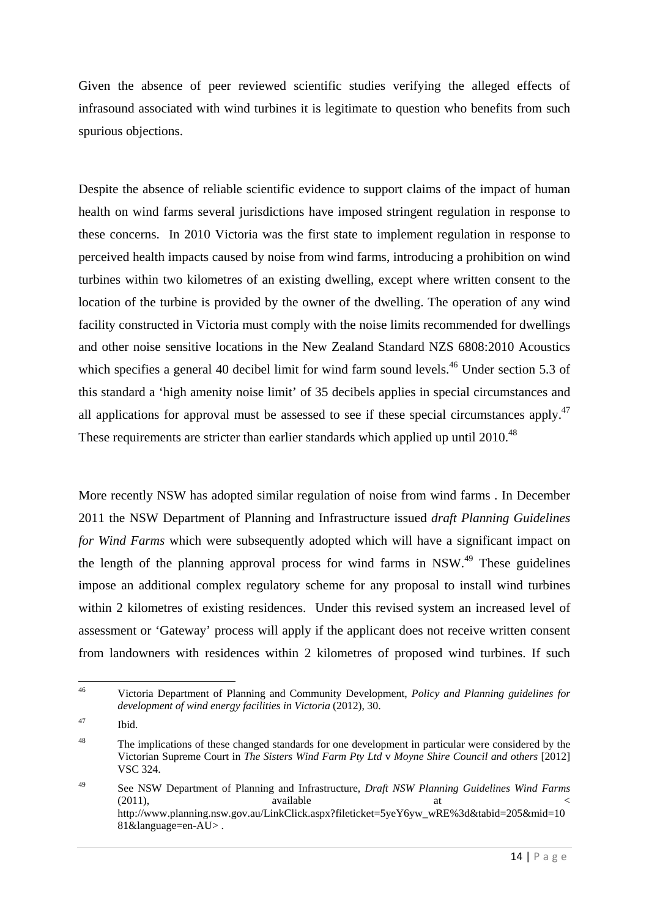Given the absence of peer reviewed scientific studies verifying the alleged effects of infrasound associated with wind turbines it is legitimate to question who benefits from such spurious objections.

Despite the absence of reliable scientific evidence to support claims of the impact of human health on wind farms several jurisdictions have imposed stringent regulation in response to these concerns. In 2010 Victoria was the first state to implement regulation in response to perceived health impacts caused by noise from wind farms, introducing a prohibition on wind turbines within two kilometres of an existing dwelling, except where written consent to the location of the turbine is provided by the owner of the dwelling. The operation of any wind facility constructed in Victoria must comply with the noise limits recommended for dwellings and other noise sensitive locations in the New Zealand Standard NZS 6808:2010 Acoustics which specifies a general 40 decibel limit for wind farm sound levels.[46] Under section 5.3 of this standard a 'high amenity noise limit' of 35 decibels applies in special circumstances and all applications for approval must be assessed to see if these special circumstances apply.[47] These requirements are stricter than earlier standards which applied up until 2010.[48]

More recently NSW has adopted similar regulation of noise from wind farms . In December 2011 the NSW Department of Planning and Infrastructure issued *draft Planning Guidelines for Wind Farms* which were subsequently adopted which will have a significant impact on the length of the planning approval process for wind farms in NSW.[49] These guidelines impose an additional complex regulatory scheme for any proposal to install wind turbines within 2 kilometres of existing residences. Under this revised system an increased level of assessment or 'Gateway' process will apply if the applicant does not receive written consent from landowners with residences within 2 kilometres of proposed wind turbines. If such

---

[46] Victoria Department of Planning and Community Development, *Policy and Planning guidelines for development of wind energy facilities in Victoria* (2012), 30.

[47] Ibid.

[48] The implications of these changed standards for one development in particular were considered by the Victorian Supreme Court in *The Sisters Wind Farm Pty Ltd* v *Moyne Shire Council and others* [2012] VSC 324.

[49] See NSW Department of Planning and Infrastructure, *Draft NSW Planning Guidelines Wind Farms* (2011), available at < http://www.planning.nsw.gov.au/LinkClick.aspx?fileticket=5yeY6yw_wRE%3d&tabid=205&mid=1081&language=en-AU> .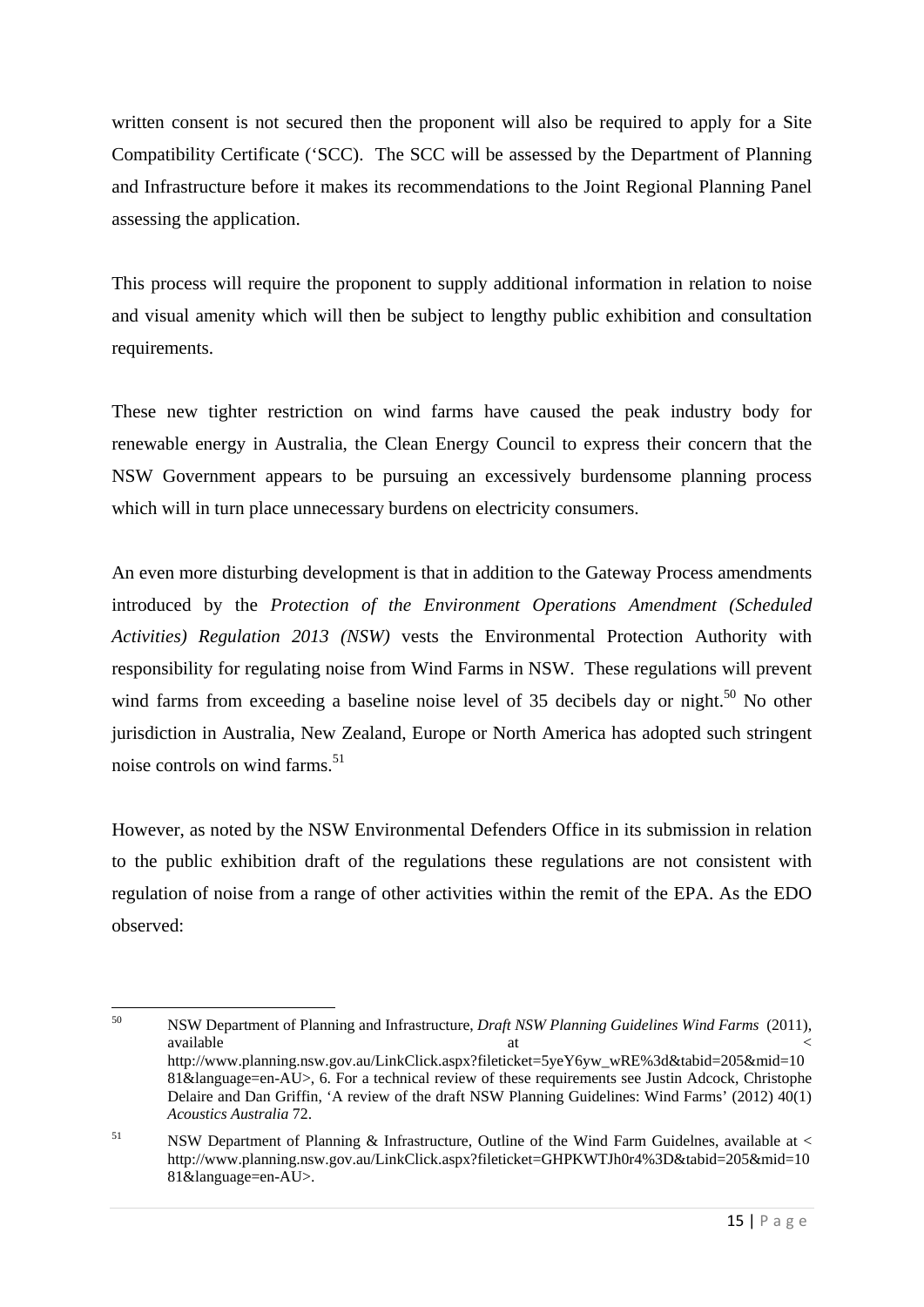written consent is not secured then the proponent will also be required to apply for a Site Compatibility Certificate ('SCC). The SCC will be assessed by the Department of Planning and Infrastructure before it makes its recommendations to the Joint Regional Planning Panel assessing the application.

This process will require the proponent to supply additional information in relation to noise and visual amenity which will then be subject to lengthy public exhibition and consultation requirements.

These new tighter restriction on wind farms have caused the peak industry body for renewable energy in Australia, the Clean Energy Council to express their concern that the NSW Government appears to be pursuing an excessively burdensome planning process which will in turn place unnecessary burdens on electricity consumers.

An even more disturbing development is that in addition to the Gateway Process amendments introduced by the *Protection of the Environment Operations Amendment (Scheduled Activities) Regulation 2013 (NSW)* vests the Environmental Protection Authority with responsibility for regulating noise from Wind Farms in NSW. These regulations will prevent wind farms from exceeding a baseline noise level of 35 decibels day or night.[50] No other jurisdiction in Australia, New Zealand, Europe or North America has adopted such stringent noise controls on wind farms.[51]

However, as noted by the NSW Environmental Defenders Office in its submission in relation to the public exhibition draft of the regulations these regulations are not consistent with regulation of noise from a range of other activities within the remit of the EPA. As the EDO observed:

---

50 NSW Department of Planning and Infrastructure, *Draft NSW Planning Guidelines Wind Farms* (2011), available at < http://www.planning.nsw.gov.au/LinkClick.aspx?fileticket=5yeY6yw_wRE%3d&tabid=205&mid=1081&language=en-AU>, 6. For a technical review of these requirements see Justin Adcock, Christophe Delaire and Dan Griffin, 'A review of the draft NSW Planning Guidelines: Wind Farms' (2012) 40(1) *Acoustics Australia* 72.

51 NSW Department of Planning & Infrastructure, Outline of the Wind Farm Guidelnes, available at < http://www.planning.nsw.gov.au/LinkClick.aspx?fileticket=GHPKWTJh0r4%3D&tabid=205&mid=1081&language=en-AU>.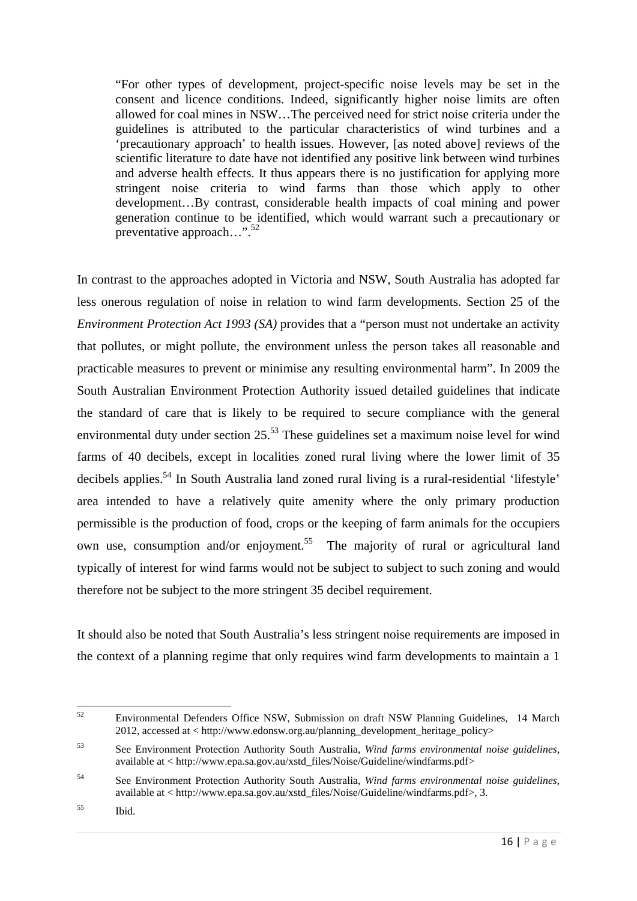> "For other types of development, project-specific noise levels may be set in the consent and licence conditions. Indeed, significantly higher noise limits are often allowed for coal mines in NSW…The perceived need for strict noise criteria under the guidelines is attributed to the particular characteristics of wind turbines and a 'precautionary approach' to health issues. However, [as noted above] reviews of the scientific literature to date have not identified any positive link between wind turbines and adverse health effects. It thus appears there is no justification for applying more stringent noise criteria to wind farms than those which apply to other development…By contrast, considerable health impacts of coal mining and power generation continue to be identified, which would warrant such a precautionary or preventative approach…".[52]

In contrast to the approaches adopted in Victoria and NSW, South Australia has adopted far less onerous regulation of noise in relation to wind farm developments. Section 25 of the *Environment Protection Act 1993 (SA)* provides that a "person must not undertake an activity that pollutes, or might pollute, the environment unless the person takes all reasonable and practicable measures to prevent or minimise any resulting environmental harm". In 2009 the South Australian Environment Protection Authority issued detailed guidelines that indicate the standard of care that is likely to be required to secure compliance with the general environmental duty under section 25.[53] These guidelines set a maximum noise level for wind farms of 40 decibels, except in localities zoned rural living where the lower limit of 35 decibels applies.[54] In South Australia land zoned rural living is a rural-residential 'lifestyle' area intended to have a relatively quite amenity where the only primary production permissible is the production of food, crops or the keeping of farm animals for the occupiers own use, consumption and/or enjoyment.[55] The majority of rural or agricultural land typically of interest for wind farms would not be subject to subject to such zoning and would therefore not be subject to the more stringent 35 decibel requirement.

It should also be noted that South Australia's less stringent noise requirements are imposed in the context of a planning regime that only requires wind farm developments to maintain a 1

---

[52] Environmental Defenders Office NSW, Submission on draft NSW Planning Guidelines, 14 March 2012, accessed at < http://www.edonsw.org.au/planning_development_heritage_policy>

[53] See Environment Protection Authority South Australia, *Wind farms environmental noise guidelines*, available at < http://www.epa.sa.gov.au/xstd_files/Noise/Guideline/windfarms.pdf>

[54] See Environment Protection Authority South Australia, *Wind farms environmental noise guidelines*, available at < http://www.epa.sa.gov.au/xstd_files/Noise/Guideline/windfarms.pdf>, 3.

[55] Ibid.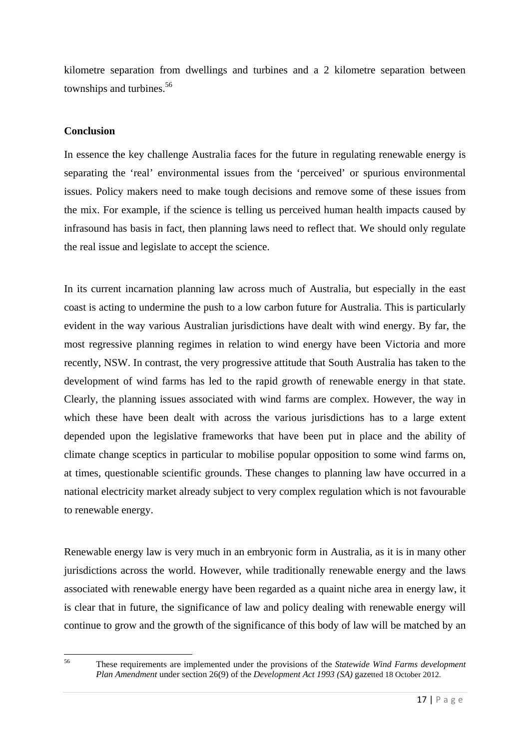kilometre separation from dwellings and turbines and a 2 kilometre separation between townships and turbines.[56]

**Conclusion**

In essence the key challenge Australia faces for the future in regulating renewable energy is separating the 'real' environmental issues from the 'perceived' or spurious environmental issues. Policy makers need to make tough decisions and remove some of these issues from the mix. For example, if the science is telling us perceived human health impacts caused by infrasound has basis in fact, then planning laws need to reflect that. We should only regulate the real issue and legislate to accept the science.

In its current incarnation planning law across much of Australia, but especially in the east coast is acting to undermine the push to a low carbon future for Australia. This is particularly evident in the way various Australian jurisdictions have dealt with wind energy. By far, the most regressive planning regimes in relation to wind energy have been Victoria and more recently, NSW. In contrast, the very progressive attitude that South Australia has taken to the development of wind farms has led to the rapid growth of renewable energy in that state. Clearly, the planning issues associated with wind farms are complex. However, the way in which these have been dealt with across the various jurisdictions has to a large extent depended upon the legislative frameworks that have been put in place and the ability of climate change sceptics in particular to mobilise popular opposition to some wind farms on, at times, questionable scientific grounds. These changes to planning law have occurred in a national electricity market already subject to very complex regulation which is not favourable to renewable energy.

Renewable energy law is very much in an embryonic form in Australia, as it is in many other jurisdictions across the world. However, while traditionally renewable energy and the laws associated with renewable energy have been regarded as a quaint niche area in energy law, it is clear that in future, the significance of law and policy dealing with renewable energy will continue to grow and the growth of the significance of this body of law will be matched by an

---

[56] These requirements are implemented under the provisions of the *Statewide Wind Farms development Plan Amendment* under section 26(9) of the *Development Act 1993 (SA)* gazetted 18 October 2012.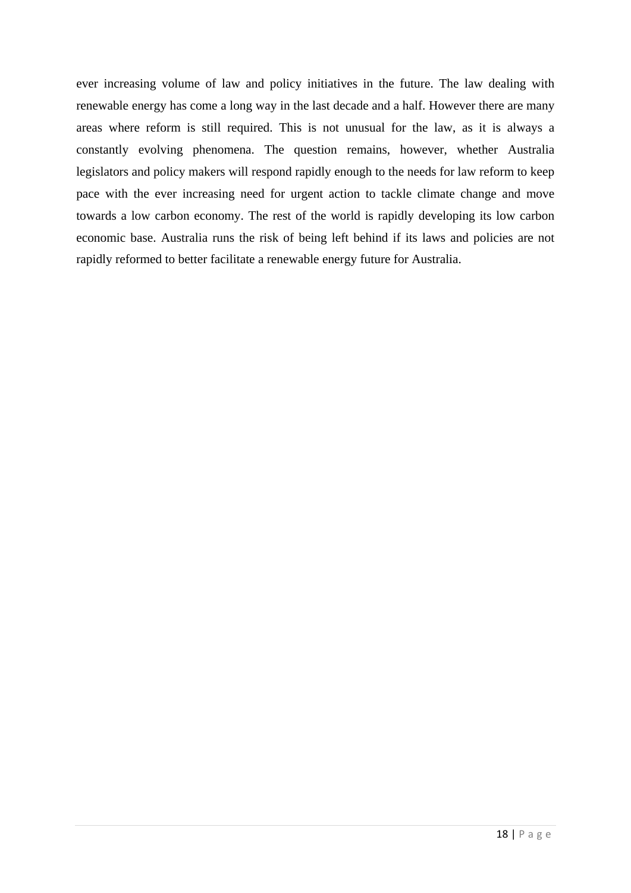ever increasing volume of law and policy initiatives in the future. The law dealing with renewable energy has come a long way in the last decade and a half. However there are many areas where reform is still required. This is not unusual for the law, as it is always a constantly evolving phenomena. The question remains, however, whether Australia legislators and policy makers will respond rapidly enough to the needs for law reform to keep pace with the ever increasing need for urgent action to tackle climate change and move towards a low carbon economy. The rest of the world is rapidly developing its low carbon economic base. Australia runs the risk of being left behind if its laws and policies are not rapidly reformed to better facilitate a renewable energy future for Australia.